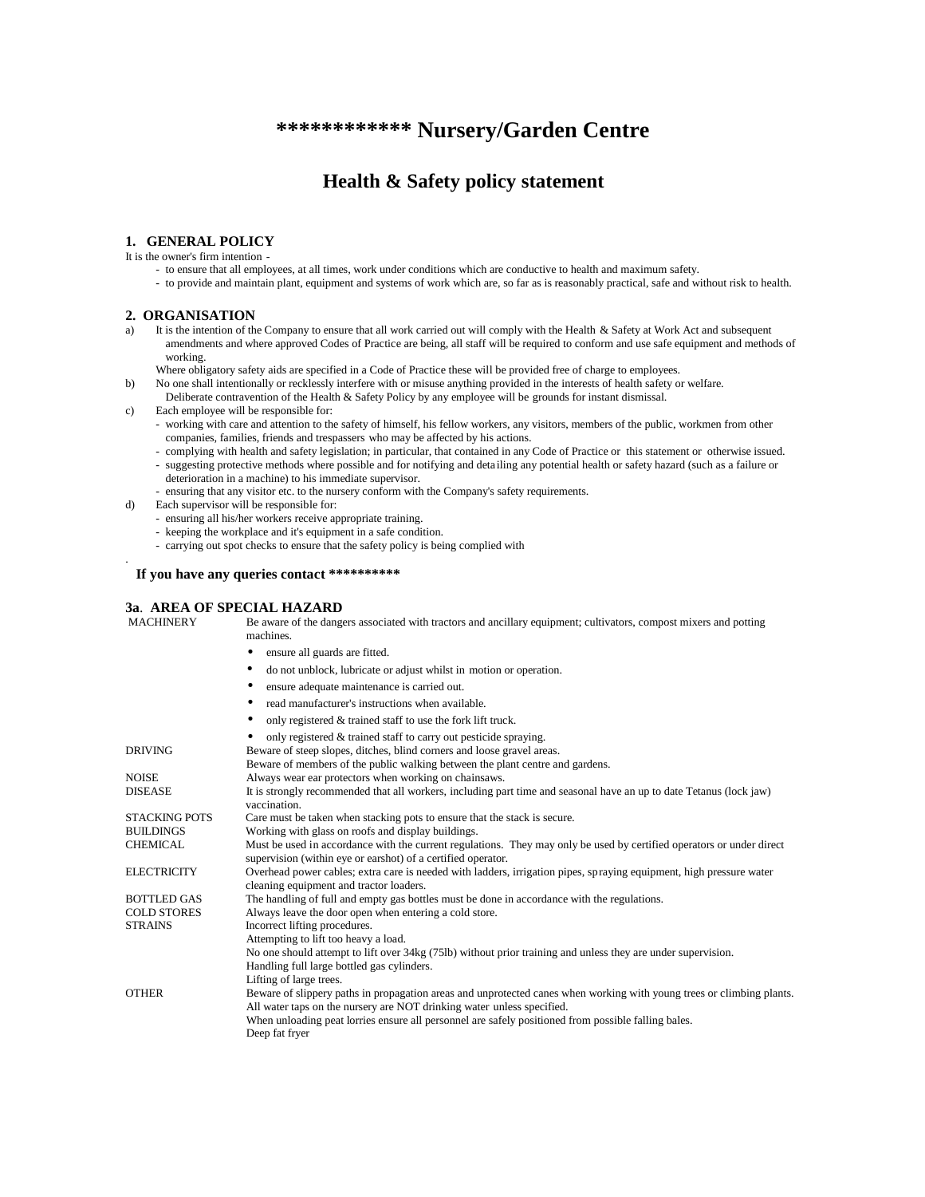# ************ Nursery/Garden Centre

## Health & Safety policy statement

### 1. GENERAL POLICY

It is the owner's firm intention -

- to ensure that all employees, at all times, work under conditions which are conductive to health and maximum safety.
- to provide and maintain plant, equipment and systems of work which are, so far as is reasonably practical, safe and without risk to health.

### 2. ORGANISATION

a) It is the intention of the Company to ensure that all work carried out will comply with the Health & Safety at Work Act and subsequent amendments and where approved Codes of Practice are being, all staff will be required to conform and use safe equipment and methods of working.
Where obligatory safety aids are specified in a Code of Practice these will be provided free of charge to employees.

b) No one shall intentionally or recklessly interfere with or misuse anything provided in the interests of health safety or welfare.
Deliberate contravention of the Health & Safety Policy by any employee will be grounds for instant dismissal.

c) Each employee will be responsible for:
- working with care and attention to the safety of himself, his fellow workers, any visitors, members of the public, workmen from other companies, families, friends and trespassers who may be affected by his actions.
- complying with health and safety legislation; in particular, that contained in any Code of Practice or this statement or otherwise issued.
- suggesting protective methods where possible and for notifying and detailing any potential health or safety hazard (such as a failure or deterioration in a machine) to his immediate supervisor.
- ensuring that any visitor etc. to the nursery conform with the Company's safety requirements.

d) Each supervisor will be responsible for:
- ensuring all his/her workers receive appropriate training.
- keeping the workplace and it's equipment in a safe condition.
- carrying out spot checks to ensure that the safety policy is being complied with

**If you have any queries contact ***********

### 3a. AREA OF SPECIAL HAZARD

| | |
|---|---|
| MACHINERY | Be aware of the dangers associated with tractors and ancillary equipment; cultivators, compost mixers and potting machines.<br>• ensure all guards are fitted.<br>• do not unblock, lubricate or adjust whilst in motion or operation.<br>• ensure adequate maintenance is carried out.<br>• read manufacturer's instructions when available.<br>• only registered & trained staff to use the fork lift truck.<br>• only registered & trained staff to carry out pesticide spraying. |
| DRIVING | Beware of steep slopes, ditches, blind corners and loose gravel areas.<br>Beware of members of the public walking between the plant centre and gardens. |
| NOISE | Always wear ear protectors when working on chainsaws. |
| DISEASE | It is strongly recommended that all workers, including part time and seasonal have an up to date Tetanus (lock jaw) vaccination. |
| STACKING POTS | Care must be taken when stacking pots to ensure that the stack is secure. |
| BUILDINGS | Working with glass on roofs and display buildings. |
| CHEMICAL | Must be used in accordance with the current regulations. They may only be used by certified operators or under direct supervision (within eye or earshot) of a certified operator. |
| ELECTRICITY | Overhead power cables; extra care is needed with ladders, irrigation pipes, spraying equipment, high pressure water cleaning equipment and tractor loaders. |
| BOTTLED GAS | The handling of full and empty gas bottles must be done in accordance with the regulations. |
| COLD STORES | Always leave the door open when entering a cold store. |
| STRAINS | Incorrect lifting procedures.<br>Attempting to lift too heavy a load.<br>No one should attempt to lift over 34kg (75lb) without prior training and unless they are under supervision.<br>Handling full large bottled gas cylinders.<br>Lifting of large trees. |
| OTHER | Beware of slippery paths in propagation areas and unprotected canes when working with young trees or climbing plants.<br>All water taps on the nursery are NOT drinking water unless specified.<br>When unloading peat lorries ensure all personnel are safely positioned from possible falling bales.<br>Deep fat fryer |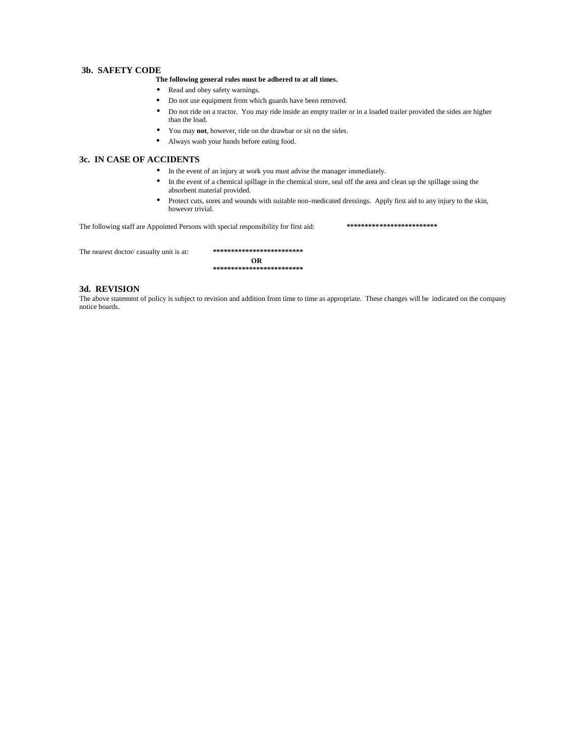## 3b. SAFETY CODE

**The following general rules must be adhered to at all times.**

- Read and obey safety warnings.
- Do not use equipment from which guards have been removed.
- Do not ride on a tractor. You may ride inside an empty trailer or in a loaded trailer provided the sides are higher than the load.
- You may **not**, however, ride on the drawbar or sit on the sides.
- Always wash your hands before eating food.

## 3c. IN CASE OF ACCIDENTS

- In the event of an injury at work you must advise the manager immediately.
- In the event of a chemical spillage in the chemical store, seal off the area and clean up the spillage using the absorbent material provided.
- Protect cuts, sores and wounds with suitable non-medicated dressings. Apply first aid to any injury to the skin, however trivial.

The following staff are Appointed Persons with special responsibility for first aid: **\*\*\*\*\*\*\*\*\*\*\*\*\*\*\*\*\*\*\*\*\*\*\*\*\*\***

The nearest doctor/ casualty unit is at: **\*\*\*\*\*\*\*\*\*\*\*\*\*\*\*\*\*\*\*\*\*\*\*\*\*\***

**OR**

**\*\*\*\*\*\*\*\*\*\*\*\*\*\*\*\*\*\*\*\*\*\*\*\*\*\***

## 3d. REVISION

The above statement of policy is subject to revision and addition from time to time as appropriate. These changes will be indicated on the company notice boards.